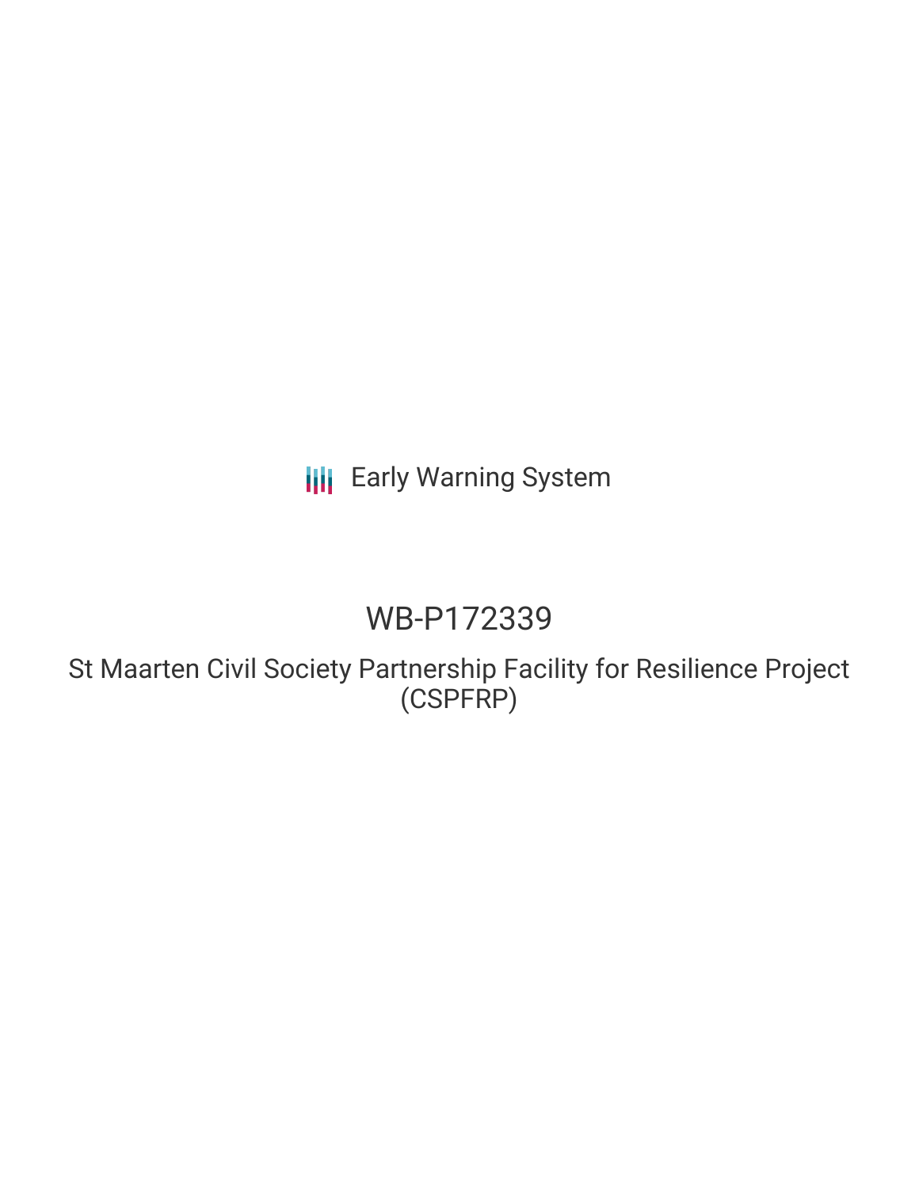Early Warning System

# WB-P172339

## St Maarten Civil Society Partnership Facility for Resilience Project (CSPFRP)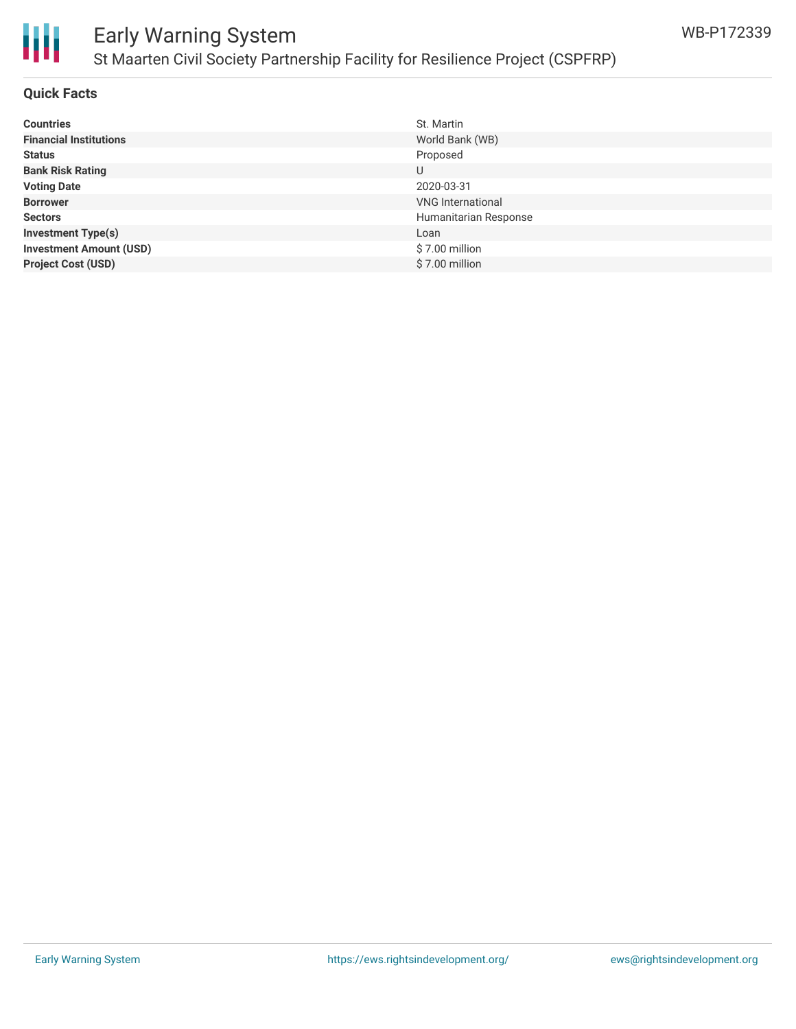# Early Warning System

## St Maarten Civil Society Partnership Facility for Resilience Project (CSPFRP)

WB-P172339

### Quick Facts

| | |
|---|---|
| **Countries** | St. Martin |
| **Financial Institutions** | World Bank (WB) |
| **Status** | Proposed |
| **Bank Risk Rating** | U |
| **Voting Date** | 2020-03-31 |
| **Borrower** | VNG International |
| **Sectors** | Humanitarian Response |
| **Investment Type(s)** | Loan |
| **Investment Amount (USD)** | $ 7.00 million |
| **Project Cost (USD)** | $ 7.00 million |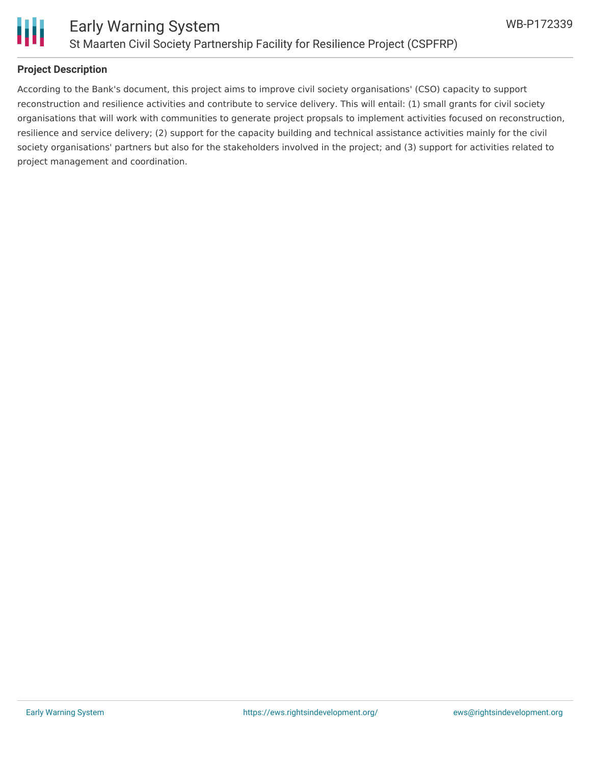## Project Description

According to the Bank's document, this project aims to improve civil society organisations' (CSO) capacity to support reconstruction and resilience activities and contribute to service delivery. This will entail: (1) small grants for civil society organisations that will work with communities to generate project propsals to implement activities focused on reconstruction, resilience and service delivery; (2) support for the capacity building and technical assistance activities mainly for the civil society organisations' partners but also for the stakeholders involved in the project; and (3) support for activities related to project management and coordination.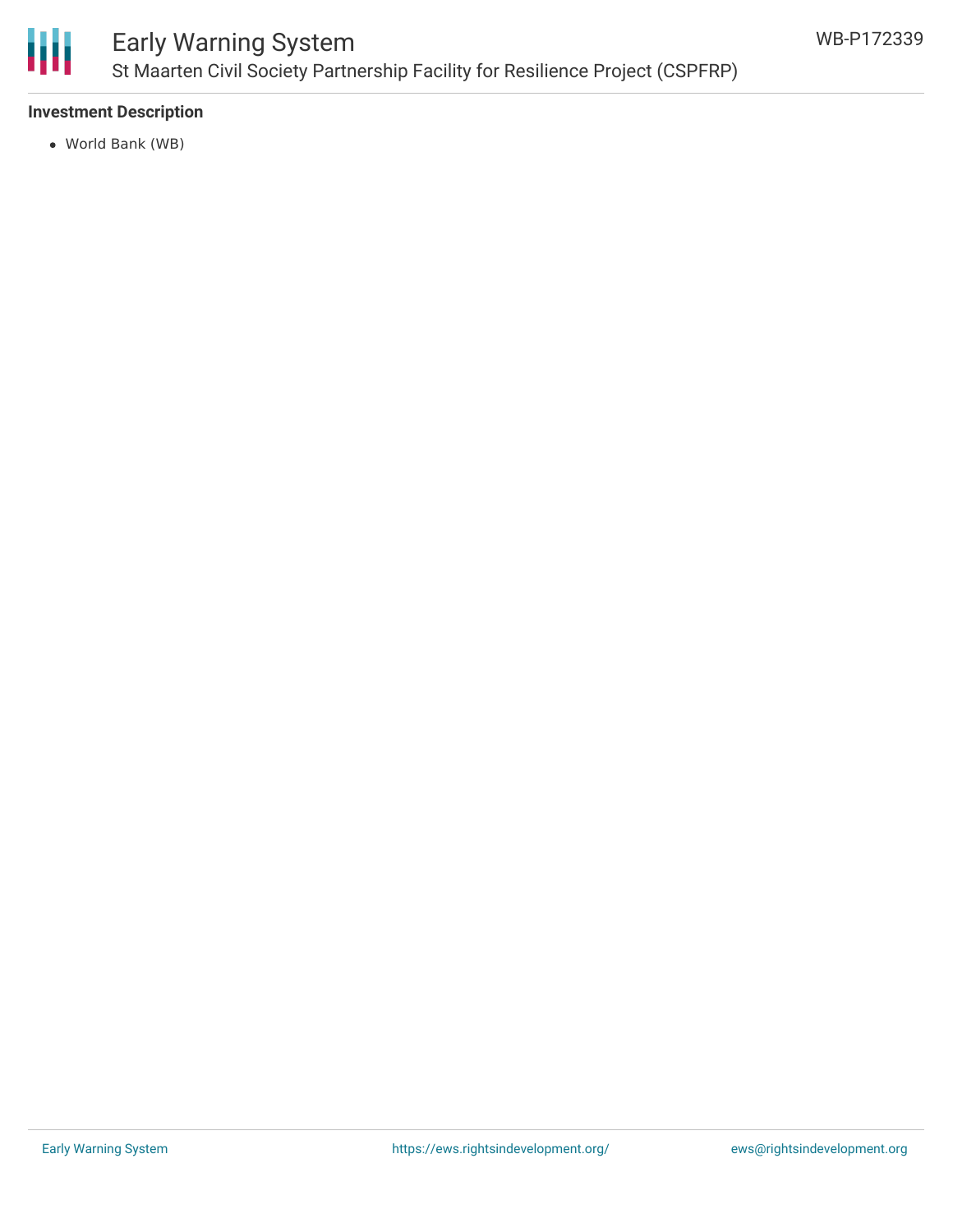### Investment Description

- World Bank (WB)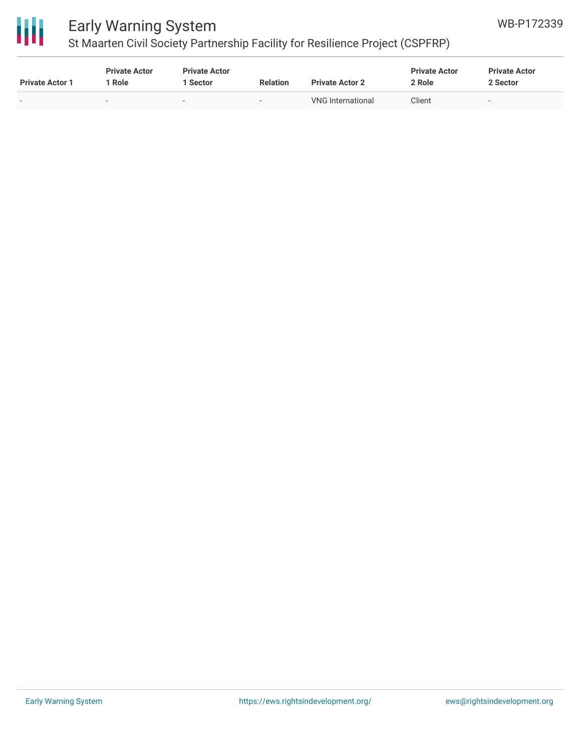| Private Actor 1 | Private Actor 1 Role | Private Actor 1 Sector | Relation | Private Actor 2 | Private Actor 2 Role | Private Actor 2 Sector |
|---|---|---|---|---|---|---|
| - | - | - | - | VNG International | Client | - |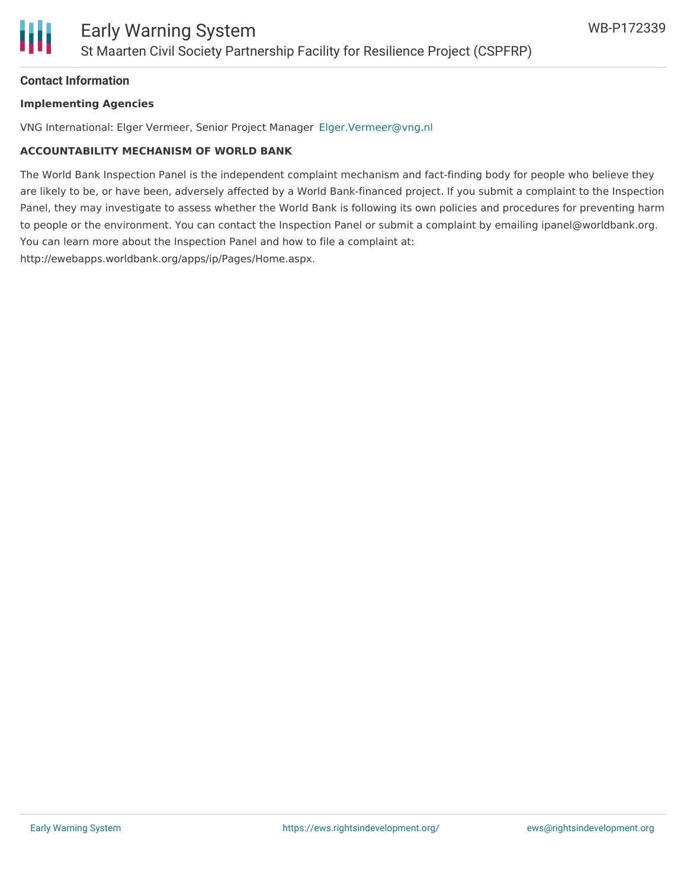## Contact Information

### Implementing Agencies

VNG International: Elger Vermeer, Senior Project Manager Elger.Vermeer@vng.nl

### ACCOUNTABILITY MECHANISM OF WORLD BANK

The World Bank Inspection Panel is the independent complaint mechanism and fact-finding body for people who believe they are likely to be, or have been, adversely affected by a World Bank-financed project. If you submit a complaint to the Inspection Panel, they may investigate to assess whether the World Bank is following its own policies and procedures for preventing harm to people or the environment. You can contact the Inspection Panel or submit a complaint by emailing ipanel@worldbank.org. You can learn more about the Inspection Panel and how to file a complaint at: http://ewebapps.worldbank.org/apps/ip/Pages/Home.aspx.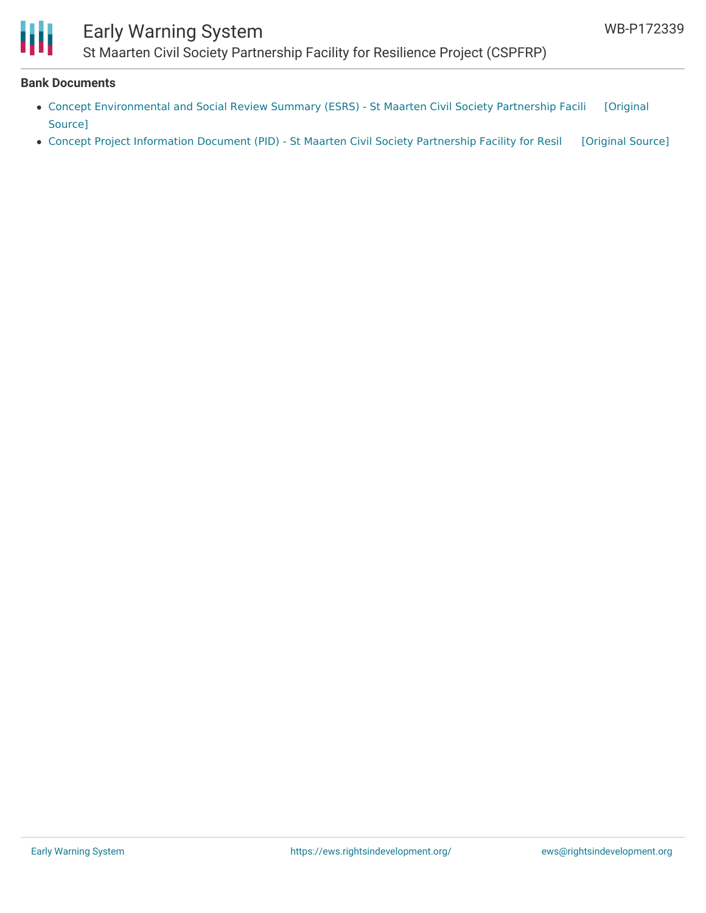## Bank Documents

- Concept Environmental and Social Review Summary (ESRS) - St Maarten Civil Society Partnership Facili [Original Source]
- Concept Project Information Document (PID) - St Maarten Civil Society Partnership Facility for Resil [Original Source]